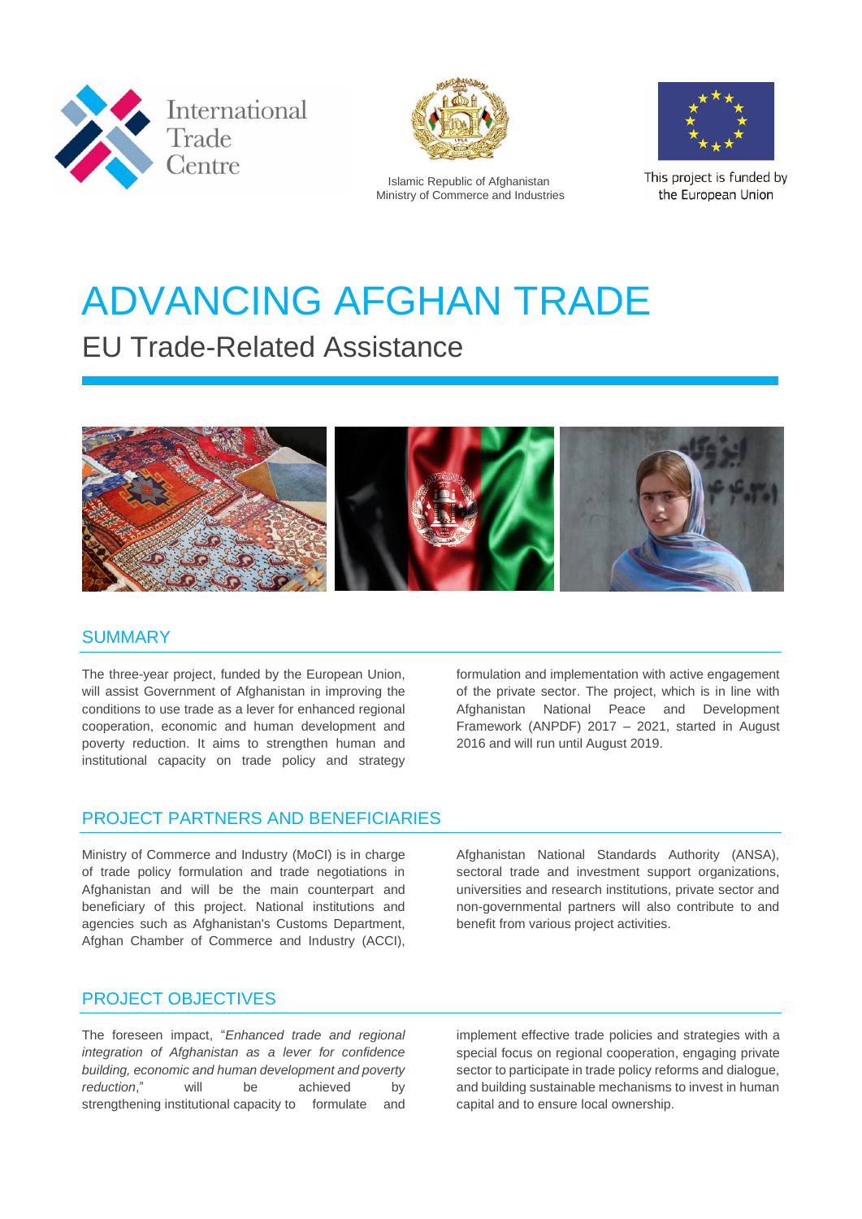International Trade Centre

Islamic Republic of Afghanistan
Ministry of Commerce and Industries

This project is funded by the European Union

# ADVANCING AFGHAN TRADE

## EU Trade-Related Assistance

## SUMMARY

The three-year project, funded by the European Union, will assist Government of Afghanistan in improving the conditions to use trade as a lever for enhanced regional cooperation, economic and human development and poverty reduction. It aims to strengthen human and institutional capacity on trade policy and strategy formulation and implementation with active engagement of the private sector. The project, which is in line with Afghanistan National Peace and Development Framework (ANPDF) 2017 – 2021, started in August 2016 and will run until August 2019.

## PROJECT PARTNERS AND BENEFICIARIES

Ministry of Commerce and Industry (MoCI) is in charge of trade policy formulation and trade negotiations in Afghanistan and will be the main counterpart and beneficiary of this project. National institutions and agencies such as Afghanistan's Customs Department, Afghan Chamber of Commerce and Industry (ACCI), Afghanistan National Standards Authority (ANSA), sectoral trade and investment support organizations, universities and research institutions, private sector and non-governmental partners will also contribute to and benefit from various project activities.

## PROJECT OBJECTIVES

The foreseen impact, "*Enhanced trade and regional integration of Afghanistan as a lever for confidence building, economic and human development and poverty reduction*," will be achieved by strengthening institutional capacity to formulate and implement effective trade policies and strategies with a special focus on regional cooperation, engaging private sector to participate in trade policy reforms and dialogue, and building sustainable mechanisms to invest in human capital and to ensure local ownership.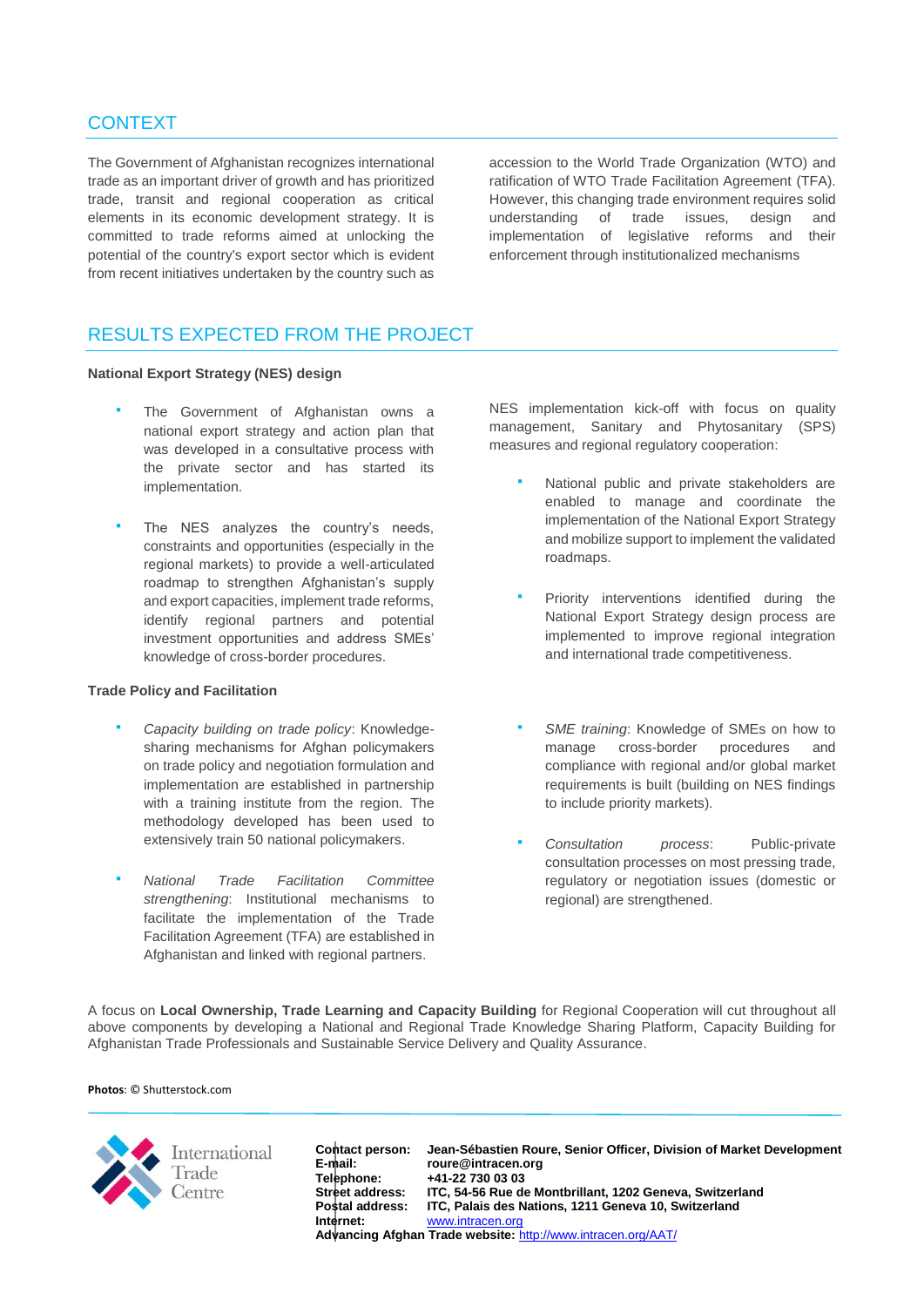## CONTEXT

The Government of Afghanistan recognizes international trade as an important driver of growth and has prioritized trade, transit and regional cooperation as critical elements in its economic development strategy. It is committed to trade reforms aimed at unlocking the potential of the country's export sector which is evident from recent initiatives undertaken by the country such as accession to the World Trade Organization (WTO) and ratification of WTO Trade Facilitation Agreement (TFA). However, this changing trade environment requires solid understanding of trade issues, design and implementation of legislative reforms and their enforcement through institutionalized mechanisms

## RESULTS EXPECTED FROM THE PROJECT

**National Export Strategy (NES) design**

- The Government of Afghanistan owns a national export strategy and action plan that was developed in a consultative process with the private sector and has started its implementation.
- The NES analyzes the country's needs, constraints and opportunities (especially in the regional markets) to provide a well-articulated roadmap to strengthen Afghanistan's supply and export capacities, implement trade reforms, identify regional partners and potential investment opportunities and address SMEs' knowledge of cross-border procedures.

NES implementation kick-off with focus on quality management, Sanitary and Phytosanitary (SPS) measures and regional regulatory cooperation:

- National public and private stakeholders are enabled to manage and coordinate the implementation of the National Export Strategy and mobilize support to implement the validated roadmaps.
- Priority interventions identified during the National Export Strategy design process are implemented to improve regional integration and international trade competitiveness.

**Trade Policy and Facilitation**

- *Capacity building on trade policy*: Knowledge-sharing mechanisms for Afghan policymakers on trade policy and negotiation formulation and implementation are established in partnership with a training institute from the region. The methodology developed has been used to extensively train 50 national policymakers.
- *National Trade Facilitation Committee strengthening*: Institutional mechanisms to facilitate the implementation of the Trade Facilitation Agreement (TFA) are established in Afghanistan and linked with regional partners.
- *SME training*: Knowledge of SMEs on how to manage cross-border procedures and compliance with regional and/or global market requirements is built (building on NES findings to include priority markets).
- *Consultation process*: Public-private consultation processes on most pressing trade, regulatory or negotiation issues (domestic or regional) are strengthened.

A focus on **Local Ownership, Trade Learning and Capacity Building** for Regional Cooperation will cut throughout all above components by developing a National and Regional Trade Knowledge Sharing Platform, Capacity Building for Afghanistan Trade Professionals and Sustainable Service Delivery and Quality Assurance.

**Photos**: © Shutterstock.com

International Trade Centre

**Contact person:** **Jean-Sébastien Roure, Senior Officer, Division of Market Development**
**E-mail:** **roure@intracen.org**
**Telephone:** **+41-22 730 03 03**
**Street address:** **ITC, 54-56 Rue de Montbrillant, 1202 Geneva, Switzerland**
**Postal address:** **ITC, Palais des Nations, 1211 Geneva 10, Switzerland**
**Internet:** www.intracen.org
**Advancing Afghan Trade website:** http://www.intracen.org/AAT/